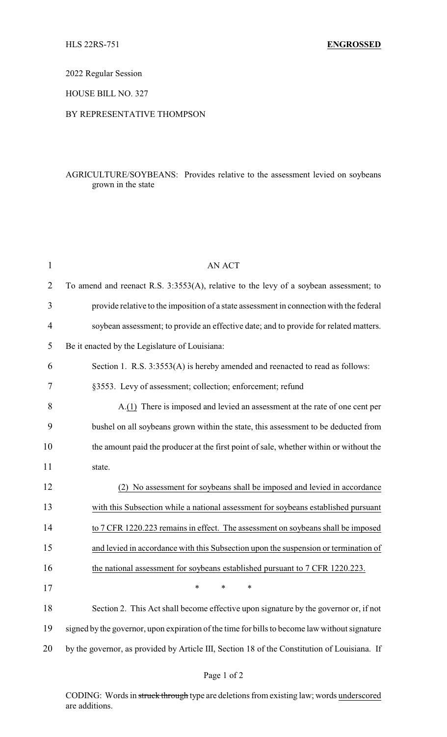HLS 22RS-751 **ENGROSSED**

2022 Regular Session

HOUSE BILL NO. 327

BY REPRESENTATIVE THOMPSON

AGRICULTURE/SOYBEANS: Provides relative to the assessment levied on soybeans grown in the state

AN ACT

To amend and reenact R.S. 3:3553(A), relative to the levy of a soybean assessment; to provide relative to the imposition of a state assessment in connection with the federal soybean assessment; to provide an effective date; and to provide for related matters.

Be it enacted by the Legislature of Louisiana:

Section 1. R.S. 3:3553(A) is hereby amended and reenacted to read as follows:

§3553. Levy of assessment; collection; enforcement; refund

A.<u>(1)</u> There is imposed and levied an assessment at the rate of one cent per bushel on all soybeans grown within the state, this assessment to be deducted from the amount paid the producer at the first point of sale, whether within or without the state.

<u>(2) No assessment for soybeans shall be imposed and levied in accordance with this Subsection while a national assessment for soybeans established pursuant to 7 CFR 1220.223 remains in effect. The assessment on soybeans shall be imposed and levied in accordance with this Subsection upon the suspension or termination of the national assessment for soybeans established pursuant to 7 CFR 1220.223.</u>

\* \* \*

Section 2. This Act shall become effective upon signature by the governor or, if not signed by the governor, upon expiration of the time for bills to become law without signature by the governor, as provided by Article III, Section 18 of the Constitution of Louisiana. If

CODING: Words in ~~struck through~~ type are deletions from existing law; words <u>underscored</u> are additions.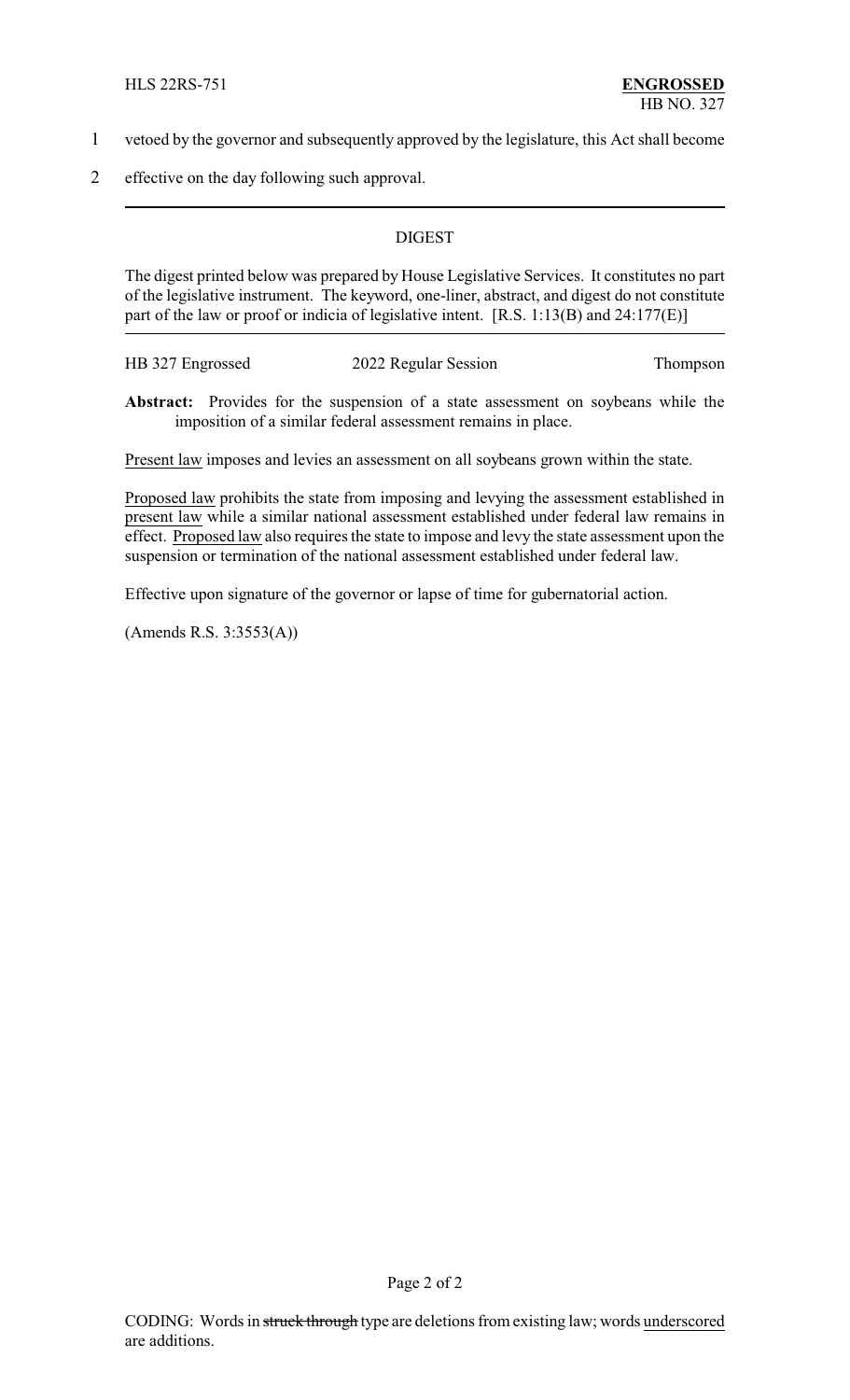1 vetoed by the governor and subsequently approved by the legislature, this Act shall become

2 effective on the day following such approval.

---

## DIGEST

The digest printed below was prepared by House Legislative Services. It constitutes no part of the legislative instrument. The keyword, one-liner, abstract, and digest do not constitute part of the law or proof or indicia of legislative intent. [R.S. 1:13(B) and 24:177(E)]

---

HB 327 Engrossed 2022 Regular Session Thompson

**Abstract:** Provides for the suspension of a state assessment on soybeans while the imposition of a similar federal assessment remains in place.

Present law imposes and levies an assessment on all soybeans grown within the state.

Proposed law prohibits the state from imposing and levying the assessment established in present law while a similar national assessment established under federal law remains in effect. Proposed law also requires the state to impose and levy the state assessment upon the suspension or termination of the national assessment established under federal law.

Effective upon signature of the governor or lapse of time for gubernatorial action.

(Amends R.S. 3:3553(A))

CODING: Words in struck through type are deletions from existing law; words underscored are additions.